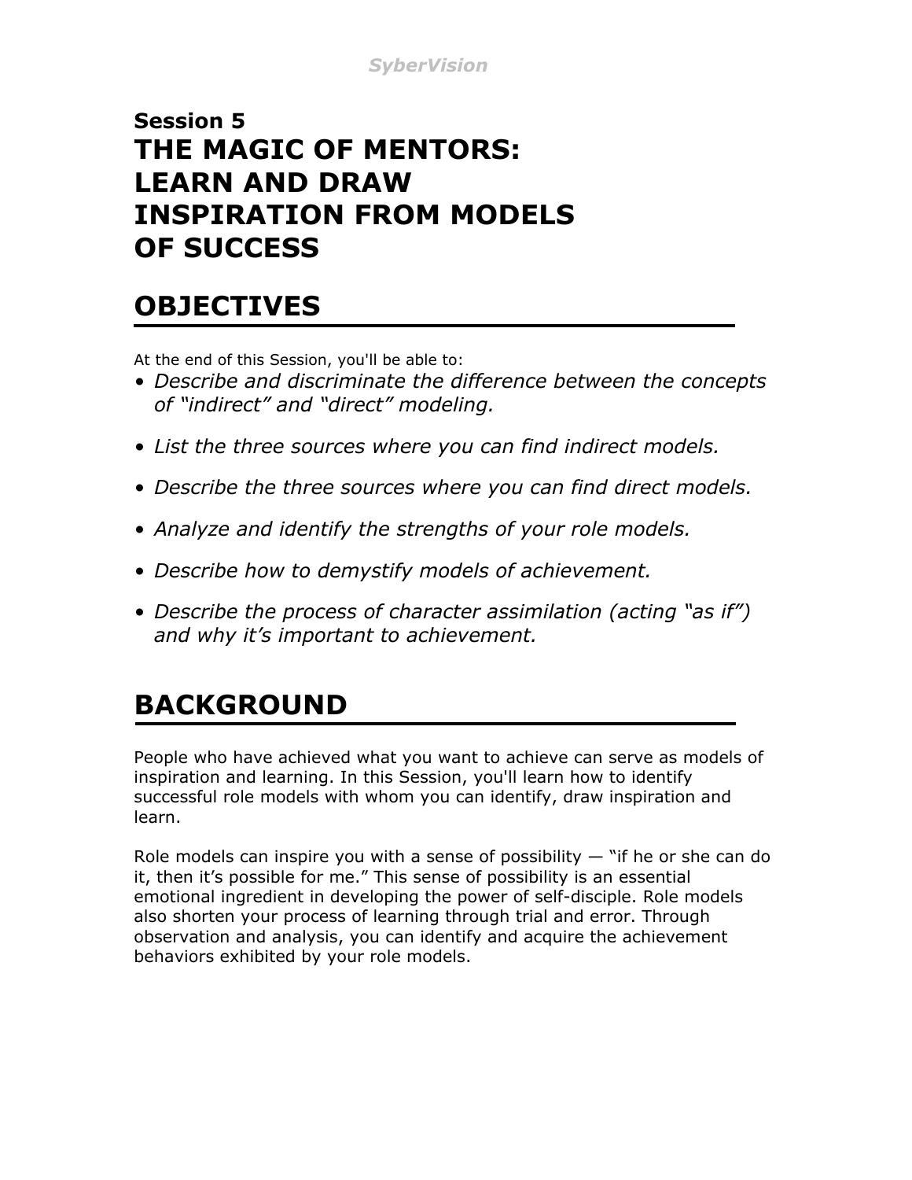**Session 5**

# THE MAGIC OF MENTORS: LEARN AND DRAW INSPIRATION FROM MODELS OF SUCCESS

## OBJECTIVES

At the end of this Session, you'll be able to:

- *Describe and discriminate the difference between the concepts of "indirect" and "direct" modeling.*
- *List the three sources where you can find indirect models.*
- *Describe the three sources where you can find direct models.*
- *Analyze and identify the strengths of your role models.*
- *Describe how to demystify models of achievement.*
- *Describe the process of character assimilation (acting "as if") and why it's important to achievement.*

## BACKGROUND

People who have achieved what you want to achieve can serve as models of inspiration and learning. In this Session, you'll learn how to identify successful role models with whom you can identify, draw inspiration and learn.

Role models can inspire you with a sense of possibility — "if he or she can do it, then it's possible for me." This sense of possibility is an essential emotional ingredient in developing the power of self-disciple. Role models also shorten your process of learning through trial and error. Through observation and analysis, you can identify and acquire the achievement behaviors exhibited by your role models.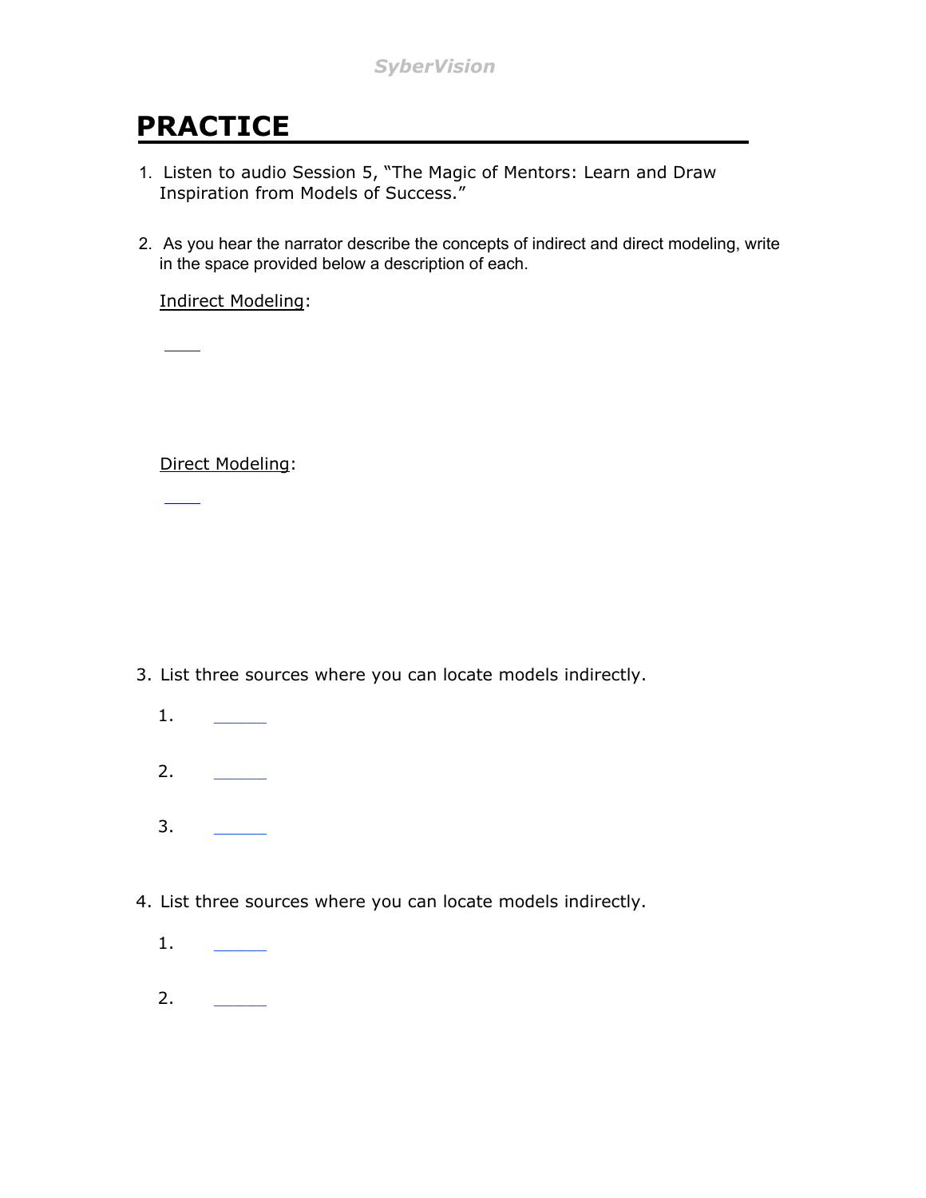# PRACTICE

1. Listen to audio Session 5, "The Magic of Mentors: Learn and Draw Inspiration from Models of Success."

2. As you hear the narrator describe the concepts of indirect and direct modeling, write in the space provided below a description of each.

   Indirect Modeling:

   ____

   Direct Modeling:

   ____

3. List three sources where you can locate models indirectly.

   1. ______

   2. ______

   3. ______

4. List three sources where you can locate models indirectly.

   1. ______

   2. ______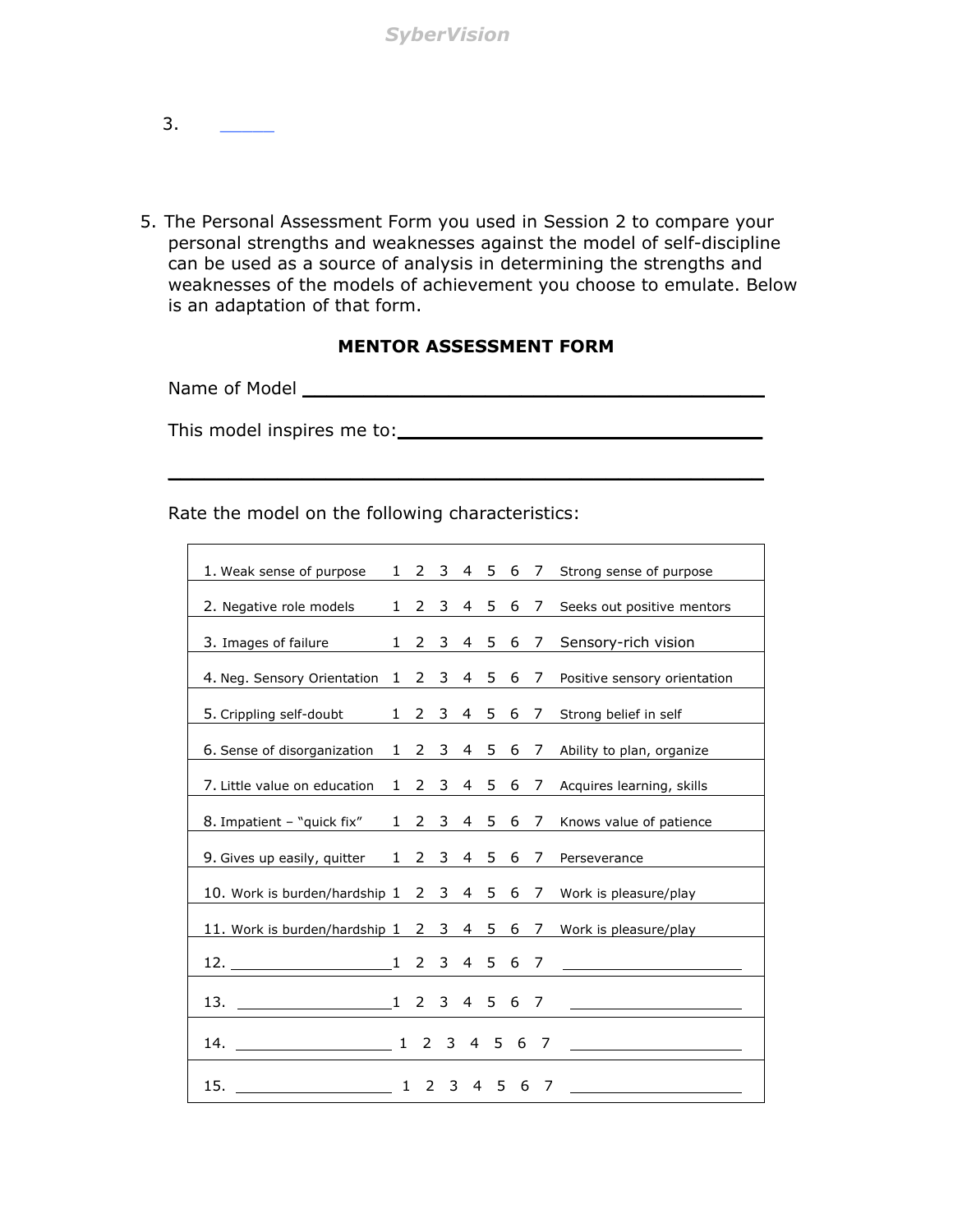3. ______

5. The Personal Assessment Form you used in Session 2 to compare your personal strengths and weaknesses against the model of self-discipline can be used as a source of analysis in determining the strengths and weaknesses of the models of achievement you choose to emulate. Below is an adaptation of that form.

**MENTOR ASSESSMENT FORM**

Name of Model ________________________________________

This model inspires me to: ________________________________

__________________________________________________

Rate the model on the following characteristics:

| | | |
|---|---|---|
| 1. Weak sense of purpose | 1 2 3 4 5 6 7 | Strong sense of purpose |
| 2. Negative role models | 1 2 3 4 5 6 7 | Seeks out positive mentors |
| 3. Images of failure | 1 2 3 4 5 6 7 | Sensory-rich vision |
| 4. Neg. Sensory Orientation | 1 2 3 4 5 6 7 | Positive sensory orientation |
| 5. Crippling self-doubt | 1 2 3 4 5 6 7 | Strong belief in self |
| 6. Sense of disorganization | 1 2 3 4 5 6 7 | Ability to plan, organize |
| 7. Little value on education | 1 2 3 4 5 6 7 | Acquires learning, skills |
| 8. Impatient – "quick fix" | 1 2 3 4 5 6 7 | Knows value of patience |
| 9. Gives up easily, quitter | 1 2 3 4 5 6 7 | Perseverance |
| 10. Work is burden/hardship | 1 2 3 4 5 6 7 | Work is pleasure/play |
| 11. Work is burden/hardship | 1 2 3 4 5 6 7 | Work is pleasure/play |
| 12. ________________ | 1 2 3 4 5 6 7 | ________________ |
| 13. ________________ | 1 2 3 4 5 6 7 | ________________ |
| 14. ________________ | 1 2 3 4 5 6 7 | ________________ |
| 15. ________________ | 1 2 3 4 5 6 7 | ________________ |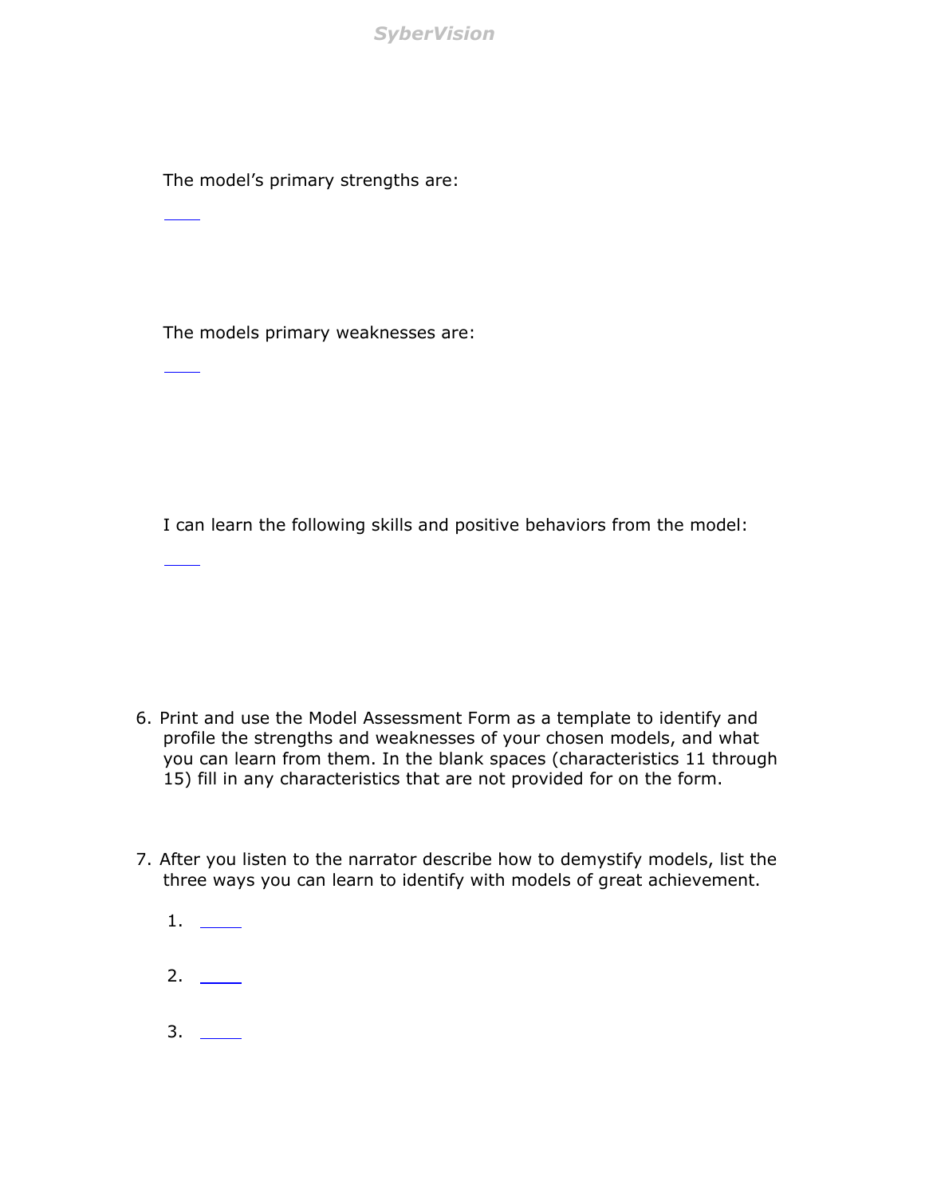The model's primary strengths are:

____

The models primary weaknesses are:

____

I can learn the following skills and positive behaviors from the model:

____

6. Print and use the Model Assessment Form as a template to identify and profile the strengths and weaknesses of your chosen models, and what you can learn from them. In the blank spaces (characteristics 11 through 15) fill in any characteristics that are not provided for on the form.

7. After you listen to the narrator describe how to demystify models, list the three ways you can learn to identify with models of great achievement.

    1. ____

    2. ____

    3. ____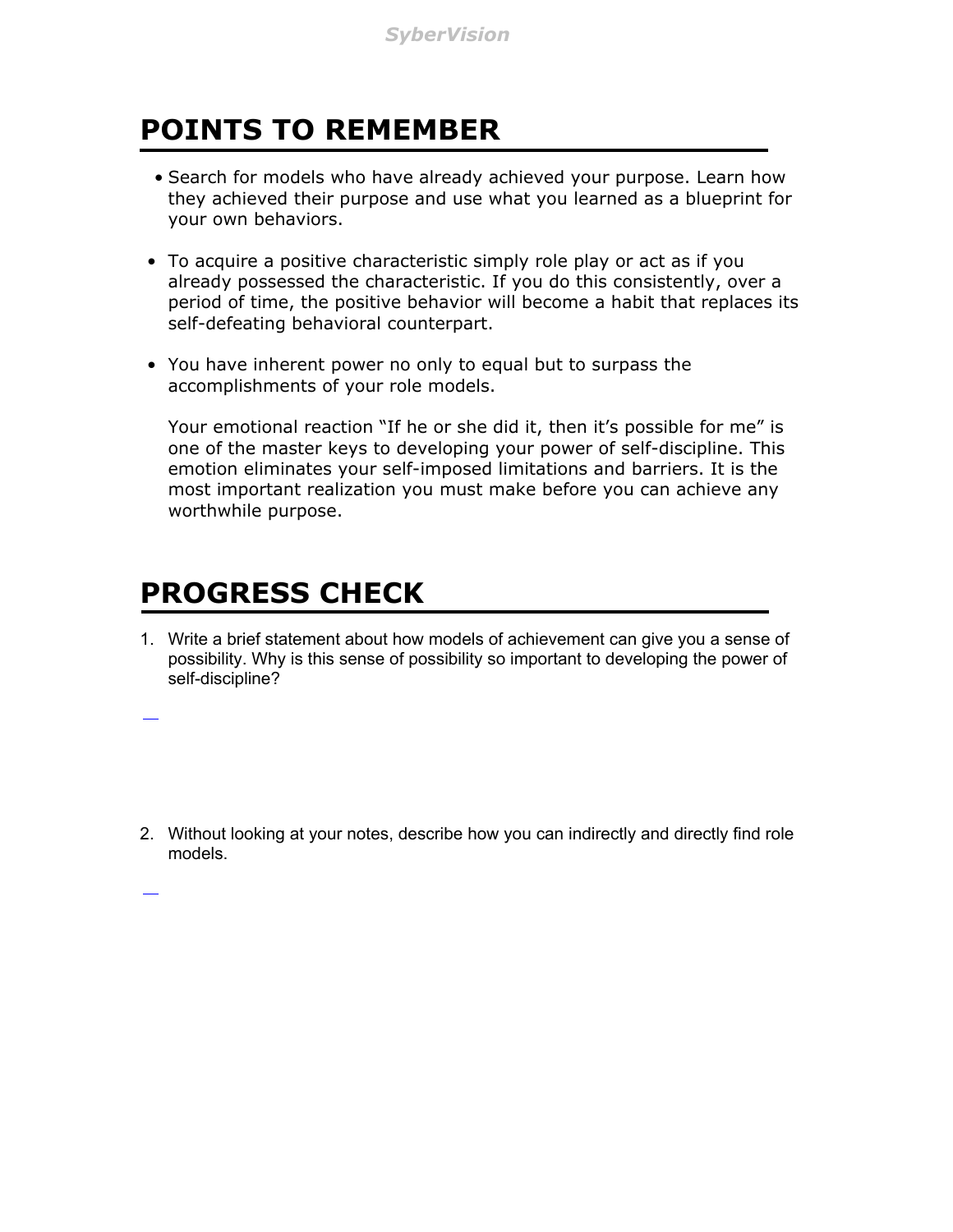## POINTS TO REMEMBER

- Search for models who have already achieved your purpose. Learn how they achieved their purpose and use what you learned as a blueprint for your own behaviors.

- To acquire a positive characteristic simply role play or act as if you already possessed the characteristic. If you do this consistently, over a period of time, the positive behavior will become a habit that replaces its self-defeating behavioral counterpart.

- You have inherent power no only to equal but to surpass the accomplishments of your role models.

  Your emotional reaction "If he or she did it, then it's possible for me" is one of the master keys to developing your power of self-discipline. This emotion eliminates your self-imposed limitations and barriers. It is the most important realization you must make before you can achieve any worthwhile purpose.

## PROGRESS CHECK

1. Write a brief statement about how models of achievement can give you a sense of possibility. Why is this sense of possibility so important to developing the power of self-discipline?

2. Without looking at your notes, describe how you can indirectly and directly find role models.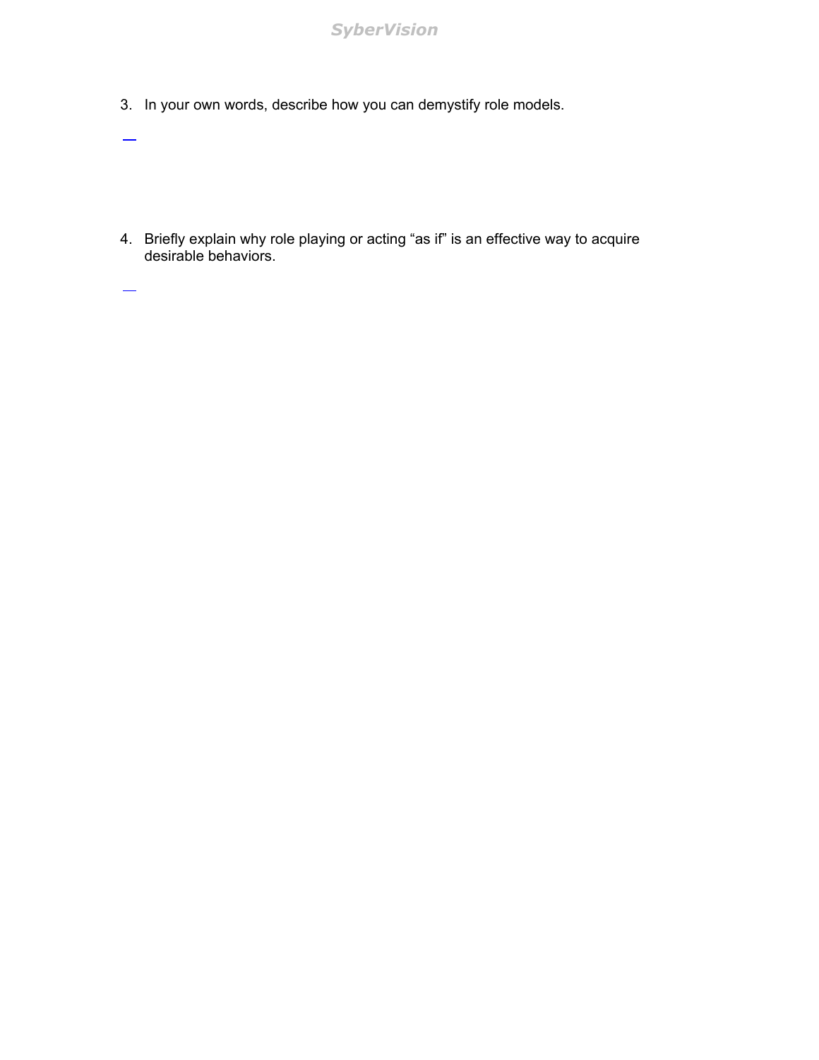3. In your own words, describe how you can demystify role models.

4. Briefly explain why role playing or acting "as if" is an effective way to acquire desirable behaviors.